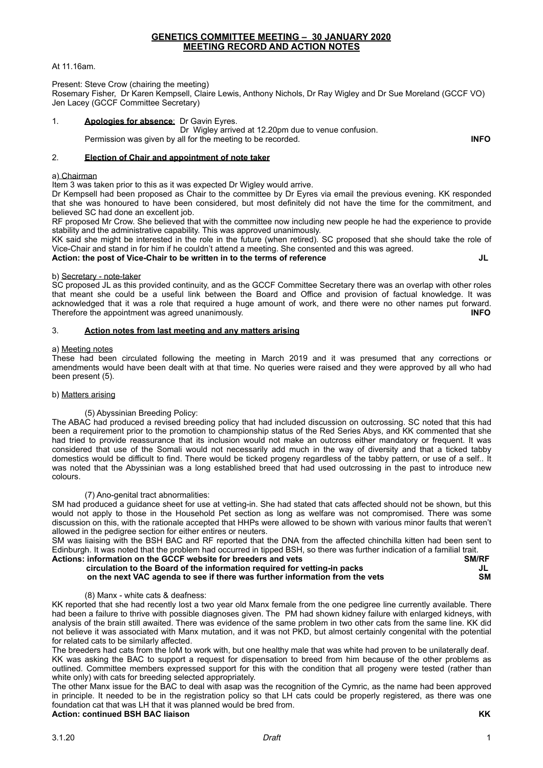# GENETICS COMMITTEE MEETING – 30 JANUARY 2020
# MEETING RECORD AND ACTION NOTES

At 11.16am.

Present: Steve Crow (chairing the meeting)
Rosemary Fisher, Dr Karen Kempsell, Claire Lewis, Anthony Nichols, Dr Ray Wigley and Dr Sue Moreland (GCCF VO)
Jen Lacey (GCCF Committee Secretary)

1. **Apologies for absence**: Dr Gavin Eyres.
Dr Wigley arrived at 12.20pm due to venue confusion.
Permission was given by all for the meeting to be recorded. **INFO**

2. **Election of Chair and appointment of note taker**

a) Chairman

Item 3 was taken prior to this as it was expected Dr Wigley would arrive.

Dr Kempsell had been proposed as Chair to the committee by Dr Eyres via email the previous evening. KK responded that she was honoured to have been considered, but most definitely did not have the time for the commitment, and believed SC had done an excellent job.

RF proposed Mr Crow. She believed that with the committee now including new people he had the experience to provide stability and the administrative capability. This was approved unanimously.

KK said she might be interested in the role in the future (when retired). SC proposed that she should take the role of Vice-Chair and stand in for him if he couldn't attend a meeting. She consented and this was agreed.

**Action: the post of Vice-Chair to be written in to the terms of reference JL**

b) Secretary - note-taker

SC proposed JL as this provided continuity, and as the GCCF Committee Secretary there was an overlap with other roles that meant she could be a useful link between the Board and Office and provision of factual knowledge. It was acknowledged that it was a role that required a huge amount of work, and there were no other names put forward. Therefore the appointment was agreed unanimously. **INFO**

3. **Action notes from last meeting and any matters arising**

a) Meeting notes

These had been circulated following the meeting in March 2019 and it was presumed that any corrections or amendments would have been dealt with at that time. No queries were raised and they were approved by all who had been present (5).

b) Matters arising

(5) Abyssinian Breeding Policy:

The ABAC had produced a revised breeding policy that had included discussion on outcrossing. SC noted that this had been a requirement prior to the promotion to championship status of the Red Series Abys, and KK commented that she had tried to provide reassurance that its inclusion would not make an outcross either mandatory or frequent. It was considered that use of the Somali would not necessarily add much in the way of diversity and that a ticked tabby domestics would be difficult to find. There would be ticked progeny regardless of the tabby pattern, or use of a self.. It was noted that the Abyssinian was a long established breed that had used outcrossing in the past to introduce new colours.

(7) Ano-genital tract abnormalities:

SM had produced a guidance sheet for use at vetting-in. She had stated that cats affected should not be shown, but this would not apply to those in the Household Pet section as long as welfare was not compromised. There was some discussion on this, with the rationale accepted that HHPs were allowed to be shown with various minor faults that weren't allowed in the pedigree section for either entires or neuters.

SM was liaising with the BSH BAC and RF reported that the DNA from the affected chinchilla kitten had been sent to Edinburgh. It was noted that the problem had occurred in tipped BSH, so there was further indication of a familial trait.

**Actions: information on the GCCF website for breeders and vets SM/RF**
**circulation to the Board of the information required for vetting-in packs JL**
**on the next VAC agenda to see if there was further information from the vets SM**

(8) Manx - white cats & deafness:

KK reported that she had recently lost a two year old Manx female from the one pedigree line currently available. There had been a failure to thrive with possible diagnoses given. The PM had shown kidney failure with enlarged kidneys, with analysis of the brain still awaited. There was evidence of the same problem in two other cats from the same line. KK did not believe it was associated with Manx mutation, and it was not PKD, but almost certainly congenital with the potential for related cats to be similarly affected.

The breeders had cats from the IoM to work with, but one healthy male that was white had proven to be unilaterally deaf. KK was asking the BAC to support a request for dispensation to breed from him because of the other problems as outlined. Committee members expressed support for this with the condition that all progeny were tested (rather than white only) with cats for breeding selected appropriately.

The other Manx issue for the BAC to deal with asap was the recognition of the Cymric, as the name had been approved in principle. It needed to be in the registration policy so that LH cats could be properly registered, as there was one foundation cat that was LH that it was planned would be bred from.

**Action: continued BSH BAC liaison KK**

3.1.20 *Draft*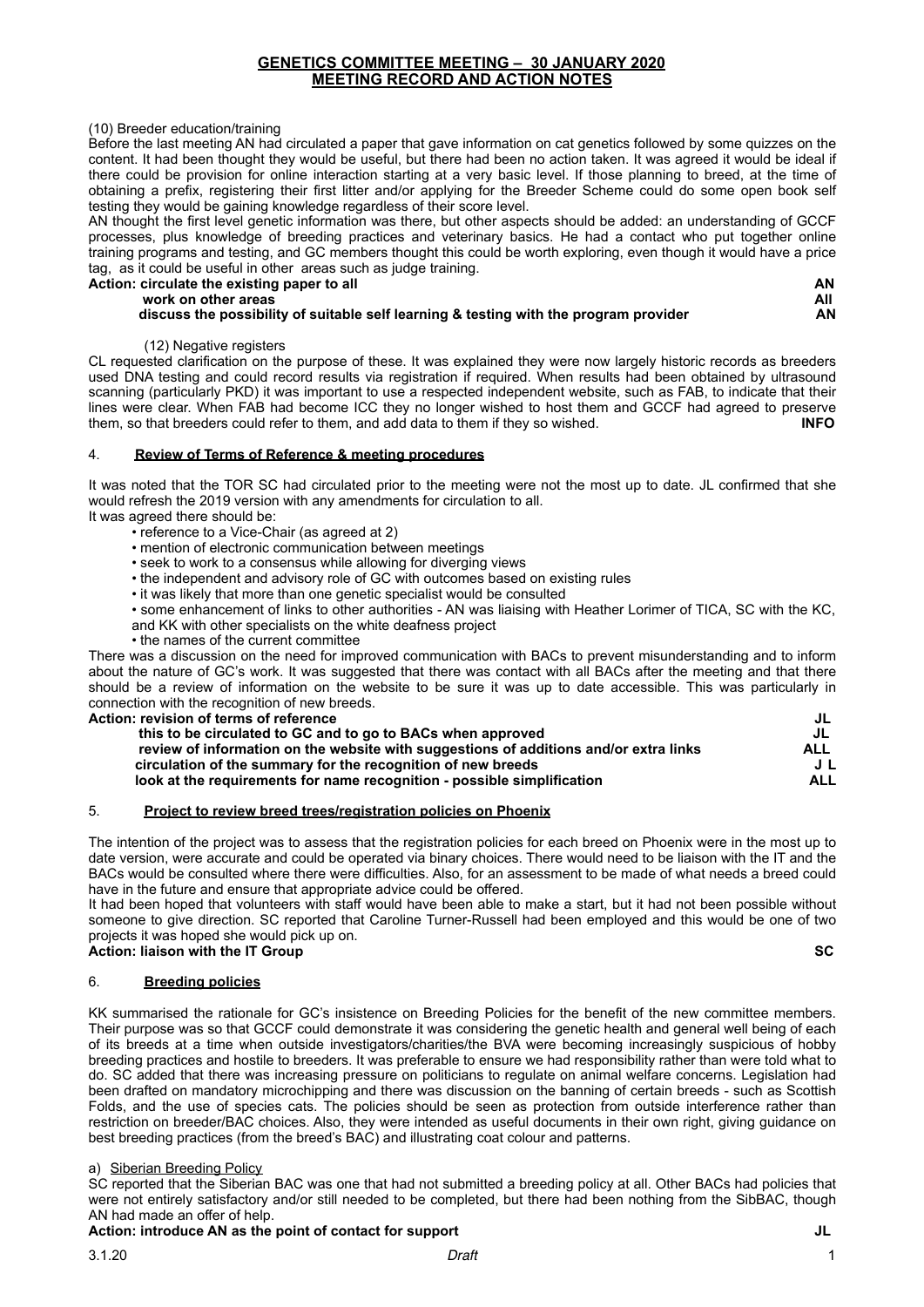# GENETICS COMMITTEE MEETING – 30 JANUARY 2020
# MEETING RECORD AND ACTION NOTES

(10) Breeder education/training

Before the last meeting AN had circulated a paper that gave information on cat genetics followed by some quizzes on the content. It had been thought they would be useful, but there had been no action taken. It was agreed it would be ideal if there could be provision for online interaction starting at a very basic level. If those planning to breed, at the time of obtaining a prefix, registering their first litter and/or applying for the Breeder Scheme could do some open book self testing they would be gaining knowledge regardless of their score level.

AN thought the first level genetic information was there, but other aspects should be added: an understanding of GCCF processes, plus knowledge of breeding practices and veterinary basics. He had a contact who put together online training programs and testing, and GC members thought this could be worth exploring, even though it would have a price tag, as it could be useful in other areas such as judge training.

| **Action:** | | |
|---|---|---|
| **circulate the existing paper to all** | | **AN** |
| **work on other areas** | | **All** |
| **discuss the possibility of suitable self learning & testing with the program provider** | | **AN** |

(12) Negative registers

CL requested clarification on the purpose of these. It was explained they were now largely historic records as breeders used DNA testing and could record results via registration if required. When results had been obtained by ultrasound scanning (particularly PKD) it was important to use a respected independent website, such as FAB, to indicate that their lines were clear. When FAB had become ICC they no longer wished to host them and GCCF had agreed to preserve them, so that breeders could refer to them, and add data to them if they so wished. **INFO**

## 4. Review of Terms of Reference & meeting procedures

It was noted that the TOR SC had circulated prior to the meeting were not the most up to date. JL confirmed that she would refresh the 2019 version with any amendments for circulation to all.

It was agreed there should be:

- reference to a Vice-Chair (as agreed at 2)
- mention of electronic communication between meetings
- seek to work to a consensus while allowing for diverging views
- the independent and advisory role of GC with outcomes based on existing rules
- it was likely that more than one genetic specialist would be consulted
- some enhancement of links to other authorities - AN was liaising with Heather Lorimer of TICA, SC with the KC, and KK with other specialists on the white deafness project
- the names of the current committee

There was a discussion on the need for improved communication with BACs to prevent misunderstanding and to inform about the nature of GC's work. It was suggested that there was contact with all BACs after the meeting and that there should be a review of information on the website to be sure it was up to date accessible. This was particularly in connection with the recognition of new breeds.

| **Action:** | |
|---|---|
| **revision of terms of reference** | **JL** |
| **this to be circulated to GC and to go to BACs when approved** | **JL** |
| **review of information on the website with suggestions of additions and/or extra links** | **ALL** |
| **circulation of the summary for the recognition of new breeds** | **J L** |
| **look at the requirements for name recognition - possible simplification** | **ALL** |

## 5. Project to review breed trees/registration policies on Phoenix

The intention of the project was to assess that the registration policies for each breed on Phoenix were in the most up to date version, were accurate and could be operated via binary choices. There would need to be liaison with the IT and the BACs would be consulted where there were difficulties. Also, for an assessment to be made of what needs a breed could have in the future and ensure that appropriate advice could be offered.

It had been hoped that volunteers with staff would have been able to make a start, but it had not been possible without someone to give direction. SC reported that Caroline Turner-Russell had been employed and this would be one of two projects it was hoped she would pick up on.

**Action: liaison with the IT Group** **SC**

## 6. Breeding policies

KK summarised the rationale for GC's insistence on Breeding Policies for the benefit of the new committee members. Their purpose was so that GCCF could demonstrate it was considering the genetic health and general well being of each of its breeds at a time when outside investigators/charities/the BVA were becoming increasingly suspicious of hobby breeding practices and hostile to breeders. It was preferable to ensure we had responsibility rather than were told what to do. SC added that there was increasing pressure on politicians to regulate on animal welfare concerns. Legislation had been drafted on mandatory microchipping and there was discussion on the banning of certain breeds - such as Scottish Folds, and the use of species cats. The policies should be seen as protection from outside interference rather than restriction on breeder/BAC choices. Also, they were intended as useful documents in their own right, giving guidance on best breeding practices (from the breed's BAC) and illustrating coat colour and patterns.

a) Siberian Breeding Policy

SC reported that the Siberian BAC was one that had not submitted a breeding policy at all. Other BACs had policies that were not entirely satisfactory and/or still needed to be completed, but there had been nothing from the SibBAC, though AN had made an offer of help.

**Action: introduce AN as the point of contact for support** **JL**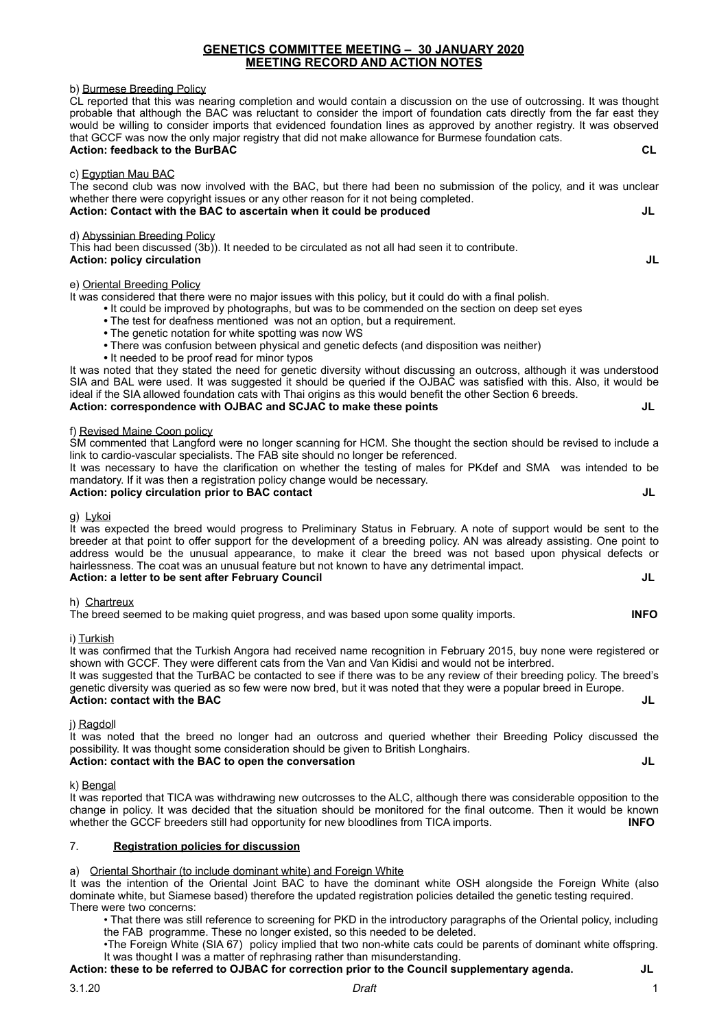## GENETICS COMMITTEE MEETING – 30 JANUARY 2020
## MEETING RECORD AND ACTION NOTES

b) Burmese Breeding Policy

CL reported that this was nearing completion and would contain a discussion on the use of outcrossing. It was thought probable that although the BAC was reluctant to consider the import of foundation cats directly from the far east they would be willing to consider imports that evidenced foundation lines as approved by another registry. It was observed that GCCF was now the only major registry that did not make allowance for Burmese foundation cats.

**Action: feedback to the BurBAC** **CL**

c) Egyptian Mau BAC

The second club was now involved with the BAC, but there had been no submission of the policy, and it was unclear whether there were copyright issues or any other reason for it not being completed.

**Action: Contact with the BAC to ascertain when it could be produced** **JL**

d) Abyssinian Breeding Policy

This had been discussed (3b)). It needed to be circulated as not all had seen it to contribute.

**Action: policy circulation** **JL**

e) Oriental Breeding Policy

It was considered that there were no major issues with this policy, but it could do with a final polish.

- It could be improved by photographs, but was to be commended on the section on deep set eyes
- The test for deafness mentioned was not an option, but a requirement.
- The genetic notation for white spotting was now WS
- There was confusion between physical and genetic defects (and disposition was neither)
- It needed to be proof read for minor typos

It was noted that they stated the need for genetic diversity without discussing an outcross, although it was understood SIA and BAL were used. It was suggested it should be queried if the OJBAC was satisfied with this. Also, it would be ideal if the SIA allowed foundation cats with Thai origins as this would benefit the other Section 6 breeds.

**Action: correspondence with OJBAC and SCJAC to make these points** **JL**

f) Revised Maine Coon policy

SM commented that Langford were no longer scanning for HCM. She thought the section should be revised to include a link to cardio-vascular specialists. The FAB site should no longer be referenced.

It was necessary to have the clarification on whether the testing of males for PKdef and SMA was intended to be mandatory. If it was then a registration policy change would be necessary.

**Action: policy circulation prior to BAC contact** **JL**

g) Lykoi

It was expected the breed would progress to Preliminary Status in February. A note of support would be sent to the breeder at that point to offer support for the development of a breeding policy. AN was already assisting. One point to address would be the unusual appearance, to make it clear the breed was not based upon physical defects or hairlessness. The coat was an unusual feature but not known to have any detrimental impact.

**Action: a letter to be sent after February Council** **JL**

h) Chartreux

The breed seemed to be making quiet progress, and was based upon some quality imports. **INFO**

i) Turkish

It was confirmed that the Turkish Angora had received name recognition in February 2015, buy none were registered or shown with GCCF. They were different cats from the Van and Van Kidisi and would not be interbred.

It was suggested that the TurBAC be contacted to see if there was to be any review of their breeding policy. The breed's genetic diversity was queried as so few were now bred, but it was noted that they were a popular breed in Europe.

**Action: contact with the BAC** **JL**

j) Ragdoll

It was noted that the breed no longer had an outcross and queried whether their Breeding Policy discussed the possibility. It was thought some consideration should be given to British Longhairs.

**Action: contact with the BAC to open the conversation** **JL**

k) Bengal

It was reported that TICA was withdrawing new outcrosses to the ALC, although there was considerable opposition to the change in policy. It was decided that the situation should be monitored for the final outcome. Then it would be known whether the GCCF breeders still had opportunity for new bloodlines from TICA imports. **INFO**

### 7. Registration policies for discussion

a) Oriental Shorthair (to include dominant white) and Foreign White

It was the intention of the Oriental Joint BAC to have the dominant white OSH alongside the Foreign White (also dominate white, but Siamese based) therefore the updated registration policies detailed the genetic testing required.

There were two concerns:

- That there was still reference to screening for PKD in the introductory paragraphs of the Oriental policy, including the FAB programme. These no longer existed, so this needed to be deleted.
- The Foreign White (SIA 67) policy implied that two non-white cats could be parents of dominant white offspring. It was thought I was a matter of rephrasing rather than misunderstanding.

**Action: these to be referred to OJBAC for correction prior to the Council supplementary agenda.** **JL**

3.1.20 *Draft*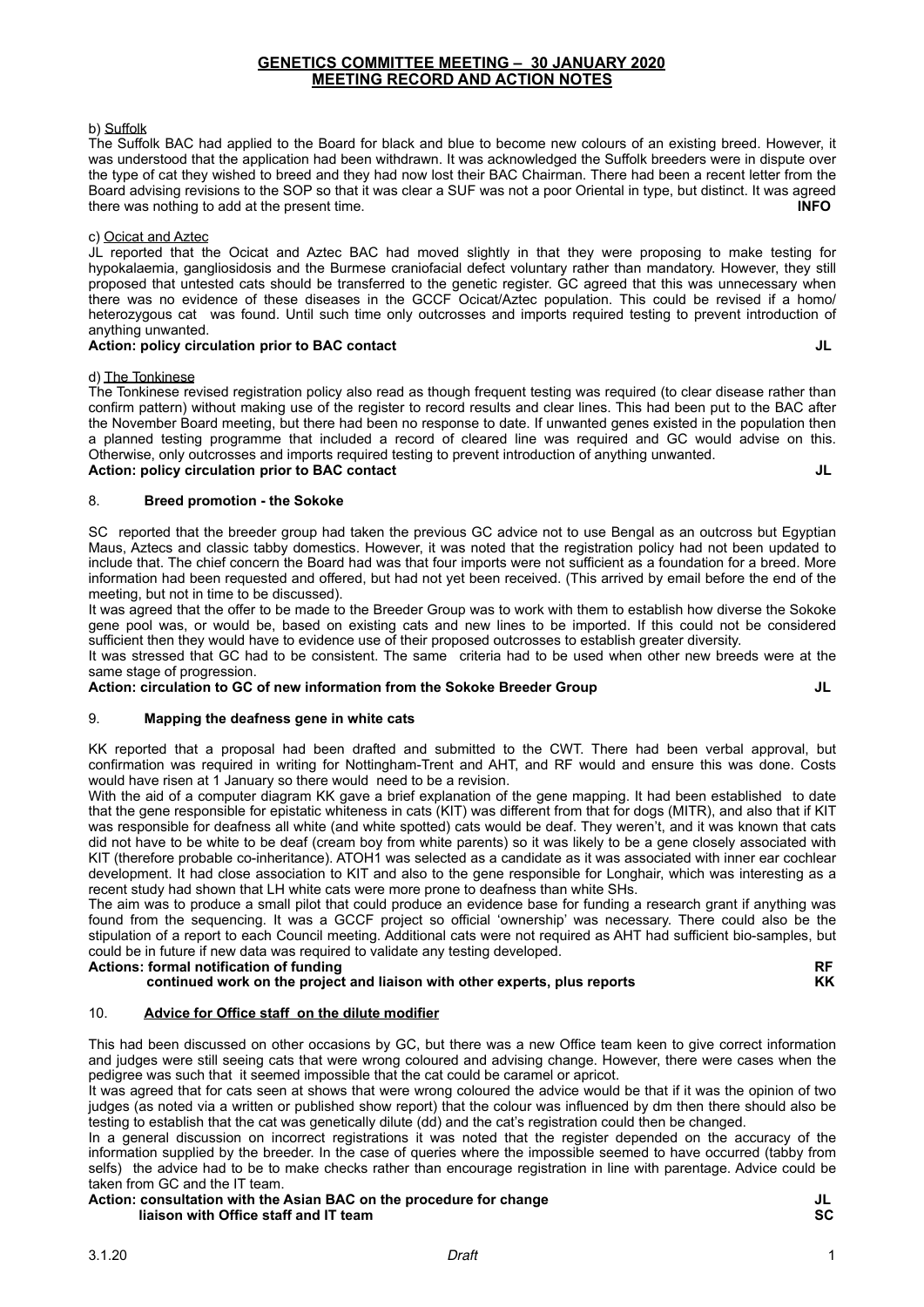# GENETICS COMMITTEE MEETING – 30 JANUARY 2020
## MEETING RECORD AND ACTION NOTES

b) Suffolk

The Suffolk BAC had applied to the Board for black and blue to become new colours of an existing breed. However, it was understood that the application had been withdrawn. It was acknowledged the Suffolk breeders were in dispute over the type of cat they wished to breed and they had now lost their BAC Chairman. There had been a recent letter from the Board advising revisions to the SOP so that it was clear a SUF was not a poor Oriental in type, but distinct. It was agreed there was nothing to add at the present time. **INFO**

c) Ocicat and Aztec

JL reported that the Ocicat and Aztec BAC had moved slightly in that they were proposing to make testing for hypokalaemia, gangliosidosis and the Burmese craniofacial defect voluntary rather than mandatory. However, they still proposed that untested cats should be transferred to the genetic register. GC agreed that this was unnecessary when there was no evidence of these diseases in the GCCF Ocicat/Aztec population. This could be revised if a homo/ heterozygous cat was found. Until such time only outcrosses and imports required testing to prevent introduction of anything unwanted.

**Action: policy circulation prior to BAC contact — JL**

d) The Tonkinese

The Tonkinese revised registration policy also read as though frequent testing was required (to clear disease rather than confirm pattern) without making use of the register to record results and clear lines. This had been put to the BAC after the November Board meeting, but there had been no response to date. If unwanted genes existed in the population then a planned testing programme that included a record of cleared line was required and GC would advise on this. Otherwise, only outcrosses and imports required testing to prevent introduction of anything unwanted.

**Action: policy circulation prior to BAC contact — JL**

## 8. Breed promotion - the Sokoke

SC reported that the breeder group had taken the previous GC advice not to use Bengal as an outcross but Egyptian Maus, Aztecs and classic tabby domestics. However, it was noted that the registration policy had not been updated to include that. The chief concern the Board had was that four imports were not sufficient as a foundation for a breed. More information had been requested and offered, but had not yet been received. (This arrived by email before the end of the meeting, but not in time to be discussed).

It was agreed that the offer to be made to the Breeder Group was to work with them to establish how diverse the Sokoke gene pool was, or would be, based on existing cats and new lines to be imported. If this could not be considered sufficient then they would have to evidence use of their proposed outcrosses to establish greater diversity.

It was stressed that GC had to be consistent. The same criteria had to be used when other new breeds were at the same stage of progression.

**Action: circulation to GC of new information from the Sokoke Breeder Group — JL**

## 9. Mapping the deafness gene in white cats

KK reported that a proposal had been drafted and submitted to the CWT. There had been verbal approval, but confirmation was required in writing for Nottingham-Trent and AHT, and RF would and ensure this was done. Costs would have risen at 1 January so there would need to be a revision.

With the aid of a computer diagram KK gave a brief explanation of the gene mapping. It had been established to date that the gene responsible for epistatic whiteness in cats (KIT) was different from that for dogs (MITR), and also that if KIT was responsible for deafness all white (and white spotted) cats would be deaf. They weren't, and it was known that cats did not have to be white to be deaf (cream boy from white parents) so it was likely to be a gene closely associated with KIT (therefore probable co-inheritance). ATOH1 was selected as a candidate as it was associated with inner ear cochlear development. It had close association to KIT and also to the gene responsible for Longhair, which was interesting as a recent study had shown that LH white cats were more prone to deafness than white SHs.

The aim was to produce a small pilot that could produce an evidence base for funding a research grant if anything was found from the sequencing. It was a GCCF project so official 'ownership' was necessary. There could also be the stipulation of a report to each Council meeting. Additional cats were not required as AHT had sufficient bio-samples, but could be in future if new data was required to validate any testing developed.

**Actions: formal notification of funding — RF**
**continued work on the project and liaison with other experts, plus reports — KK**

## 10. Advice for Office staff on the dilute modifier

This had been discussed on other occasions by GC, but there was a new Office team keen to give correct information and judges were still seeing cats that were wrong coloured and advising change. However, there were cases when the pedigree was such that it seemed impossible that the cat could be caramel or apricot.

It was agreed that for cats seen at shows that were wrong coloured the advice would be that if it was the opinion of two judges (as noted via a written or published show report) that the colour was influenced by dm then there should also be testing to establish that the cat was genetically dilute (dd) and the cat's registration could then be changed.

In a general discussion on incorrect registrations it was noted that the register depended on the accuracy of the information supplied by the breeder. In the case of queries where the impossible seemed to have occurred (tabby from selfs) the advice had to be to make checks rather than encourage registration in line with parentage. Advice could be taken from GC and the IT team.

**Action: consultation with the Asian BAC on the procedure for change — JL**
**liaison with Office staff and IT team — SC**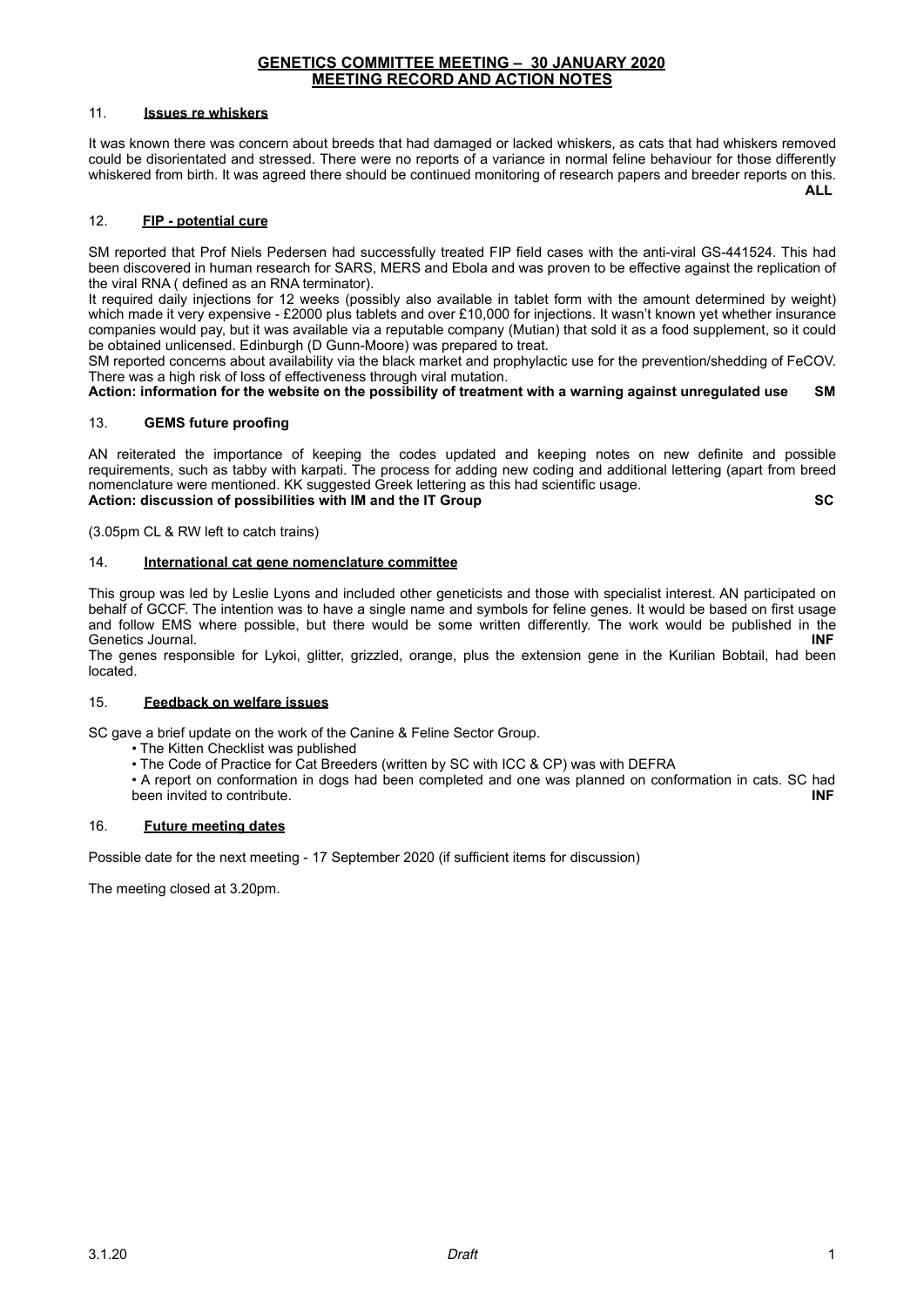## GENETICS COMMITTEE MEETING – 30 JANUARY 2020
## MEETING RECORD AND ACTION NOTES

### 11. Issues re whiskers

It was known there was concern about breeds that had damaged or lacked whiskers, as cats that had whiskers removed could be disorientated and stressed. There were no reports of a variance in normal feline behaviour for those differently whiskered from birth. It was agreed there should be continued monitoring of research papers and breeder reports on this. **ALL**

### 12. FIP - potential cure

SM reported that Prof Niels Pedersen had successfully treated FIP field cases with the anti-viral GS-441524. This had been discovered in human research for SARS, MERS and Ebola and was proven to be effective against the replication of the viral RNA ( defined as an RNA terminator).

It required daily injections for 12 weeks (possibly also available in tablet form with the amount determined by weight) which made it very expensive - £2000 plus tablets and over £10,000 for injections. It wasn't known yet whether insurance companies would pay, but it was available via a reputable company (Mutian) that sold it as a food supplement, so it could be obtained unlicensed. Edinburgh (D Gunn-Moore) was prepared to treat.

SM reported concerns about availability via the black market and prophylactic use for the prevention/shedding of FeCOV. There was a high risk of loss of effectiveness through viral mutation.

**Action: information for the website on the possibility of treatment with a warning against unregulated use SM**

### 13. GEMS future proofing

AN reiterated the importance of keeping the codes updated and keeping notes on new definite and possible requirements, such as tabby with karpati. The process for adding new coding and additional lettering (apart from breed nomenclature were mentioned. KK suggested Greek lettering as this had scientific usage.

**Action: discussion of possibilities with IM and the IT Group SC**

(3.05pm CL & RW left to catch trains)

### 14. International cat gene nomenclature committee

This group was led by Leslie Lyons and included other geneticists and those with specialist interest. AN participated on behalf of GCCF. The intention was to have a single name and symbols for feline genes. It would be based on first usage and follow EMS where possible, but there would be some written differently. The work would be published in the Genetics Journal. **INF**

The genes responsible for Lykoi, glitter, grizzled, orange, plus the extension gene in the Kurilian Bobtail, had been located.

### 15. Feedback on welfare issues

SC gave a brief update on the work of the Canine & Feline Sector Group.

- The Kitten Checklist was published
- The Code of Practice for Cat Breeders (written by SC with ICC & CP) was with DEFRA
- A report on conformation in dogs had been completed and one was planned on conformation in cats. SC had been invited to contribute. **INF**

### 16. Future meeting dates

Possible date for the next meeting - 17 September 2020 (if sufficient items for discussion)

The meeting closed at 3.20pm.

3.1.20 *Draft*